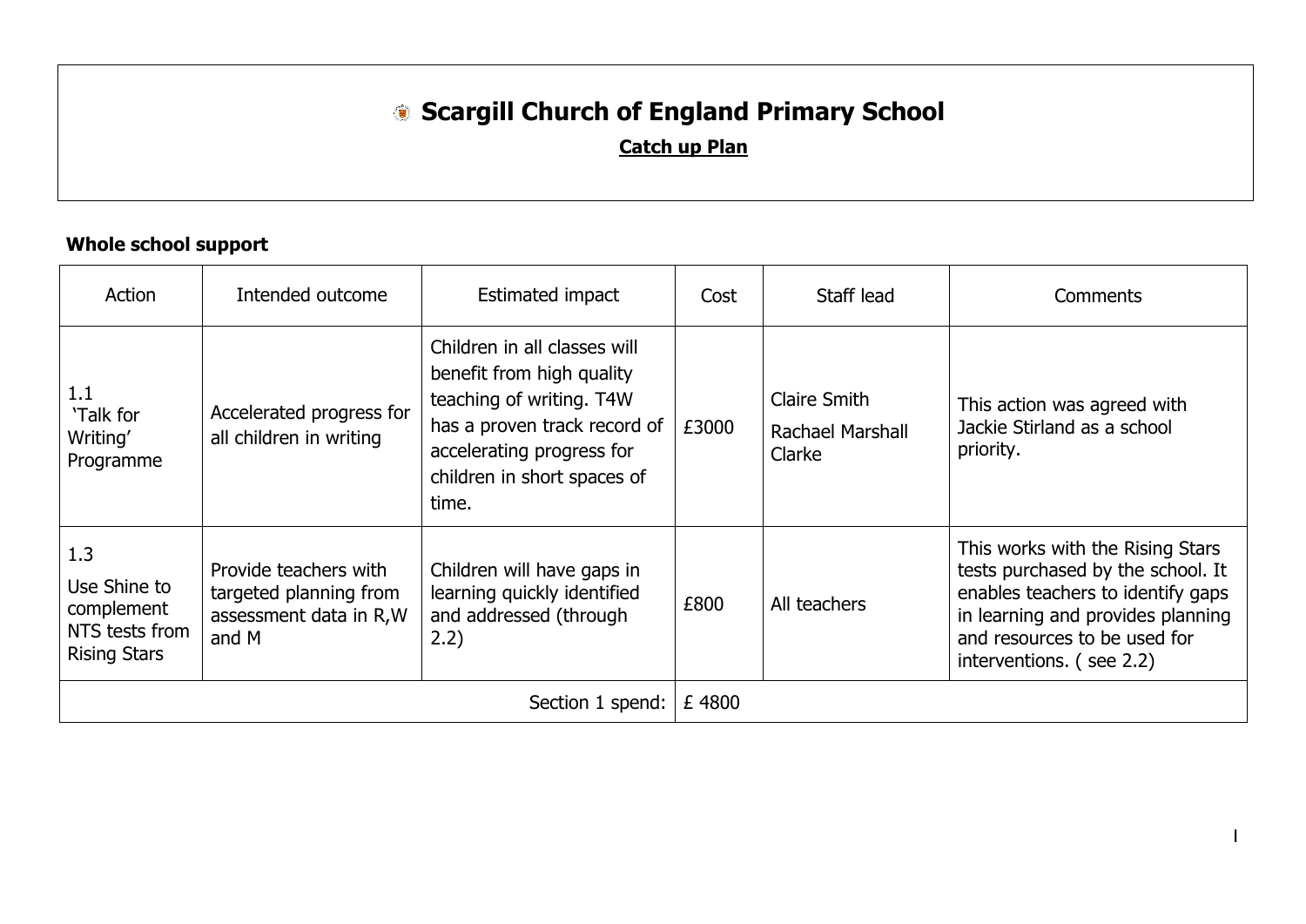# Scargill Church of England Primary School

## Catch up Plan

### Whole school support

| Action | Intended outcome | Estimated impact | Cost | Staff lead | Comments |
|---|---|---|---|---|---|
| 1.1 'Talk for Writing' Programme | Accelerated progress for all children in writing | Children in all classes will benefit from high quality teaching of writing. T4W has a proven track record of accelerating progress for children in short spaces of time. | £3000 | Claire Smith<br>Rachael Marshall Clarke | This action was agreed with Jackie Stirland as a school priority. |
| 1.3 Use Shine to complement NTS tests from Rising Stars | Provide teachers with targeted planning from assessment data in R,W and M | Children will have gaps in learning quickly identified and addressed (through 2.2) | £800 | All teachers | This works with the Rising Stars tests purchased by the school. It enables teachers to identify gaps in learning and provides planning and resources to be used for interventions. ( see 2.2) |
| | | Section 1 spend: | £ 4800 | | |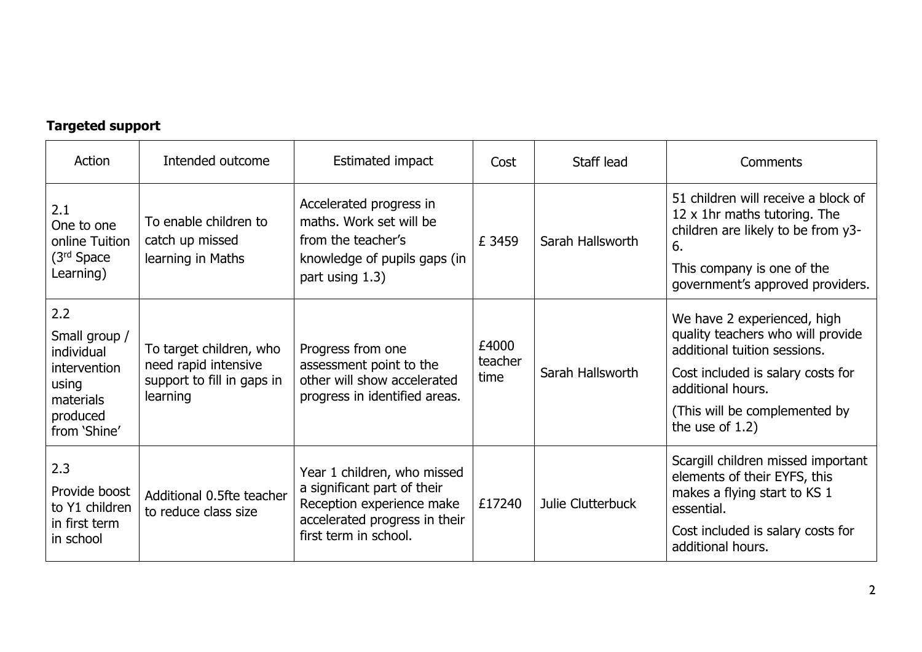**Targeted support**

| Action | Intended outcome | Estimated impact | Cost | Staff lead | Comments |
| --- | --- | --- | --- | --- | --- |
| 2.1 One to one online Tuition (3rd Space Learning) | To enable children to catch up missed learning in Maths | Accelerated progress in maths. Work set will be from the teacher's knowledge of pupils gaps (in part using 1.3) | £ 3459 | Sarah Hallsworth | 51 children will receive a block of 12 x 1hr maths tutoring. The children are likely to be from y3-6. This company is one of the government's approved providers. |
| 2.2 Small group / individual intervention using materials produced from 'Shine' | To target children, who need rapid intensive support to fill in gaps in learning | Progress from one assessment point to the other will show accelerated progress in identified areas. | £4000 teacher time | Sarah Hallsworth | We have 2 experienced, high quality teachers who will provide additional tuition sessions. Cost included is salary costs for additional hours. (This will be complemented by the use of 1.2) |
| 2.3 Provide boost to Y1 children in first term in school | Additional 0.5fte teacher to reduce class size | Year 1 children, who missed a significant part of their Reception experience make accelerated progress in their first term in school. | £17240 | Julie Clutterbuck | Scargill children missed important elements of their EYFS, this makes a flying start to KS 1 essential. Cost included is salary costs for additional hours. |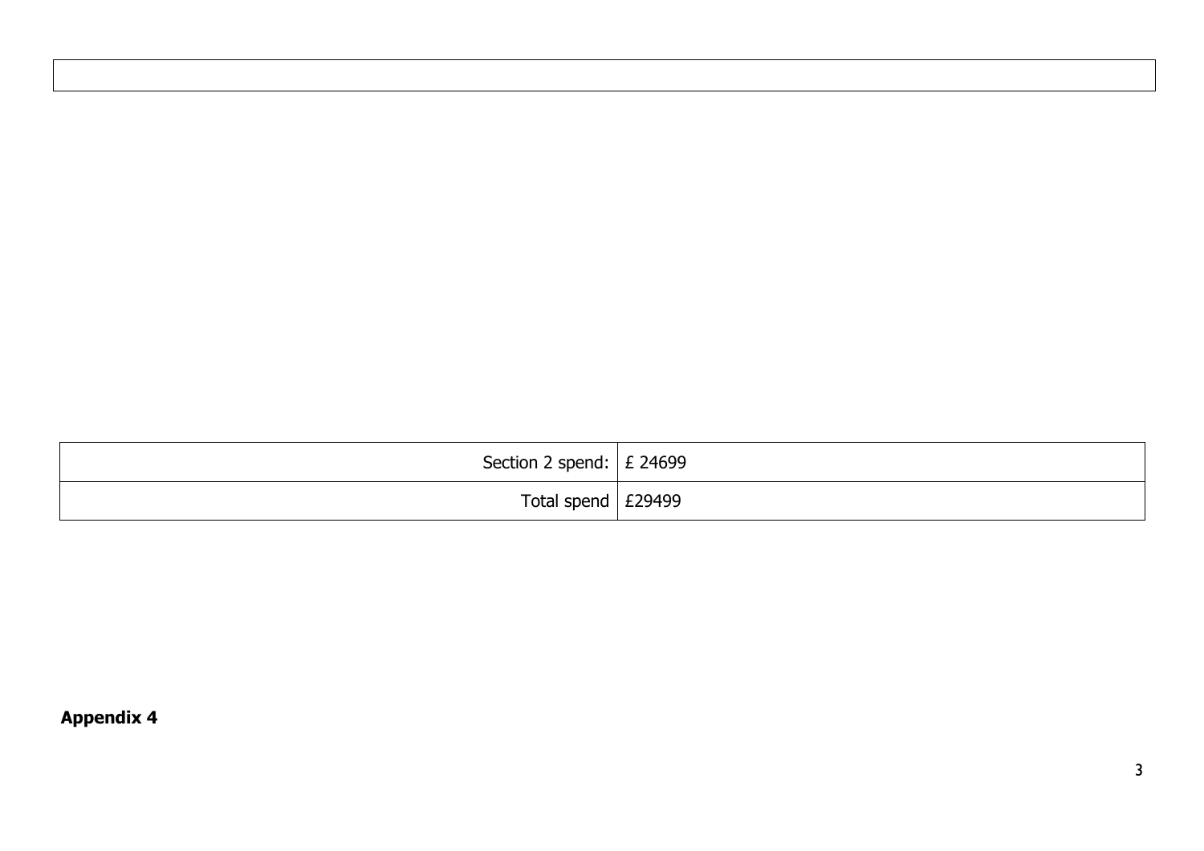| | |
|---|---|
| Section 2 spend: | £ 24699 |
| Total spend | £29499 |

**Appendix 4**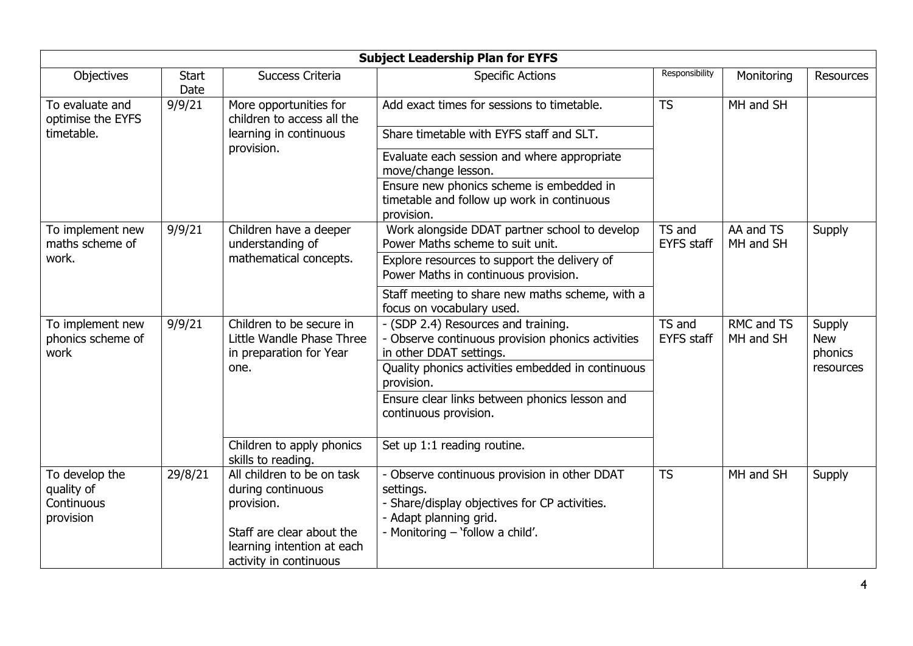| Subject Leadership Plan for EYFS | | | | | | |
|---|---|---|---|---|---|---|
| Objectives | Start Date | Success Criteria | Specific Actions | Responsibility | Monitoring | Resources |
| To evaluate and optimise the EYFS timetable. | 9/9/21 | More opportunities for children to access all the learning in continuous provision. | Add exact times for sessions to timetable.<br>Share timetable with EYFS staff and SLT.<br>Evaluate each session and where appropriate move/change lesson.<br>Ensure new phonics scheme is embedded in timetable and follow up work in continuous provision. | TS | MH and SH | |
| To implement new maths scheme of work. | 9/9/21 | Children have a deeper understanding of mathematical concepts. | Work alongside DDAT partner school to develop Power Maths scheme to suit unit.<br>Explore resources to support the delivery of Power Maths in continuous provision.<br>Staff meeting to share new maths scheme, with a focus on vocabulary used. | TS and EYFS staff | AA and TS MH and SH | Supply |
| To implement new phonics scheme of work | 9/9/21 | Children to be secure in Little Wandle Phase Three in preparation for Year one. | - (SDP 2.4) Resources and training.<br>- Observe continuous provision phonics activities in other DDAT settings.<br>Quality phonics activities embedded in continuous provision.<br>Ensure clear links between phonics lesson and continuous provision. | TS and EYFS staff | RMC and TS MH and SH | Supply New phonics resources |
| | | Children to apply phonics skills to reading. | Set up 1:1 reading routine. | | | |
| To develop the quality of Continuous provision | 29/8/21 | All children to be on task during continuous provision.<br><br>Staff are clear about the learning intention at each activity in continuous | - Observe continuous provision in other DDAT settings.<br>- Share/display objectives for CP activities.<br>- Adapt planning grid.<br>- Monitoring – 'follow a child'. | TS | MH and SH | Supply |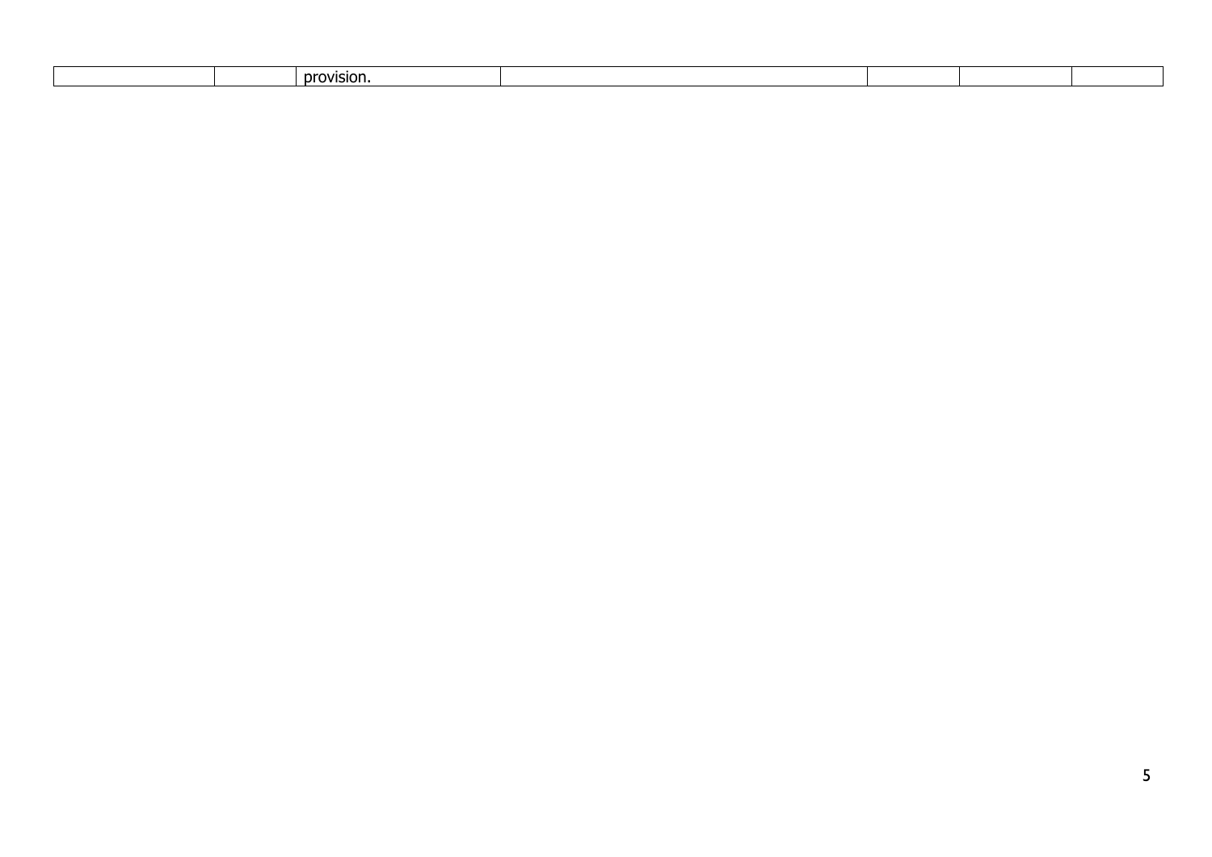| | | | | | | |
|---|---|---|---|---|---|---|
| | | provision. | | | | |